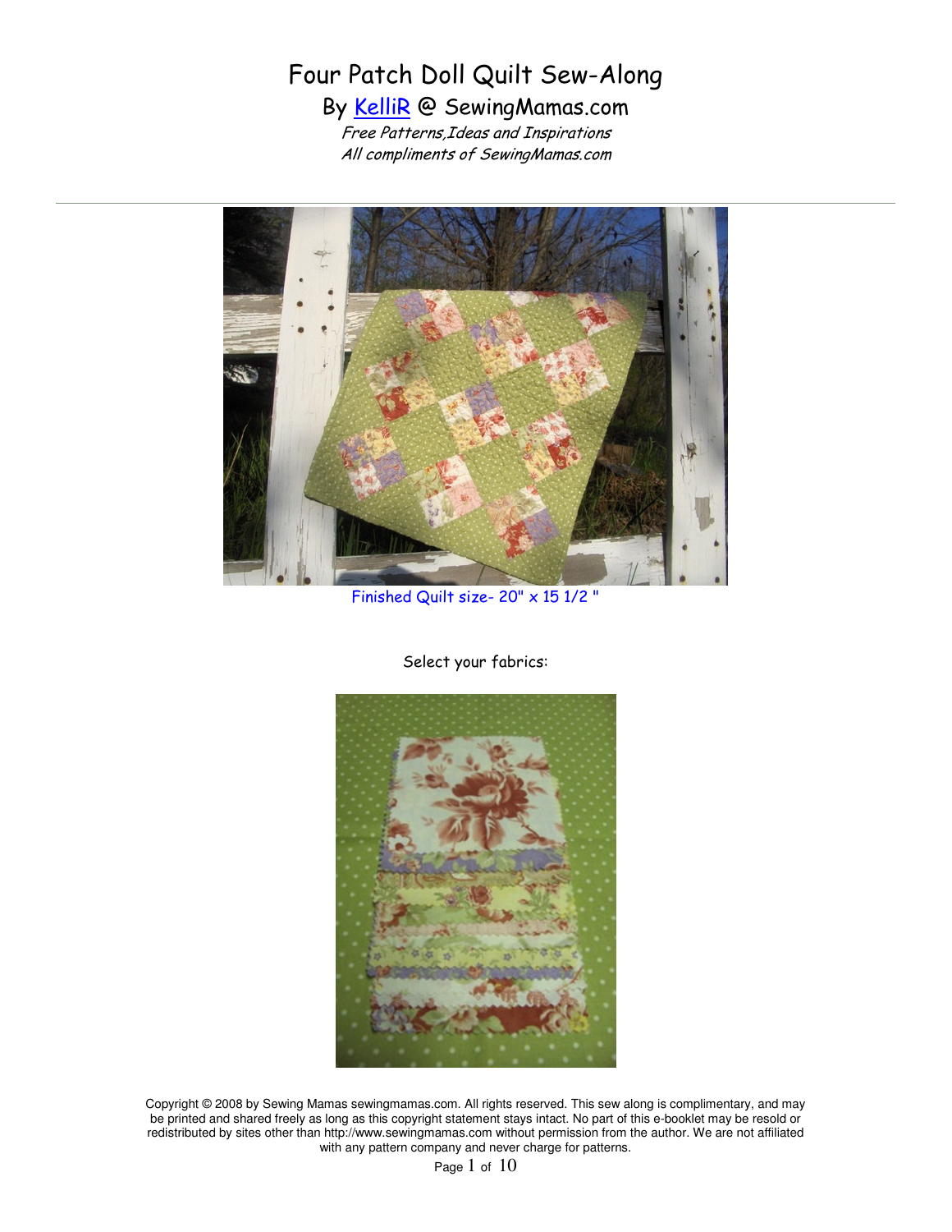# Four Patch Doll Quilt Sew-Along

## By KelliR @ SewingMamas.com

*Free Patterns,Ideas and Inspirations*
*All compliments of SewingMamas.com*

---

Finished Quilt size- 20" x 15 1/2 "

Select your fabrics:

Copyright © 2008 by Sewing Mamas sewingmamas.com. All rights reserved. This sew along is complimentary, and may be printed and shared freely as long as this copyright statement stays intact. No part of this e-booklet may be resold or redistributed by sites other than http://www.sewingmamas.com without permission from the author. We are not affiliated with any pattern company and never charge for patterns.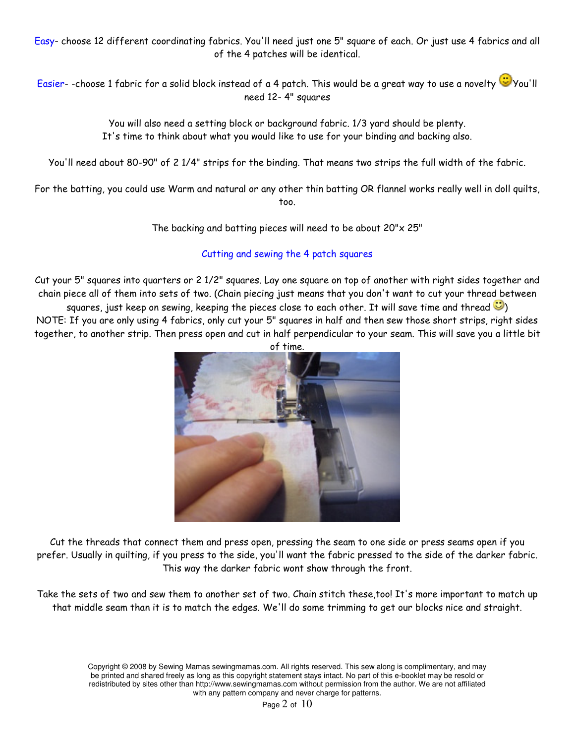Easy- choose 12 different coordinating fabrics. You'll need just one 5" square of each. Or just use 4 fabrics and all of the 4 patches will be identical.

Easier- -choose 1 fabric for a solid block instead of a 4 patch. This would be a great way to use a novelty 🙂 You'll need 12- 4" squares

You will also need a setting block or background fabric. 1/3 yard should be plenty.
It's time to think about what you would like to use for your binding and backing also.

You'll need about 80-90" of 2 1/4" strips for the binding. That means two strips the full width of the fabric.

For the batting, you could use Warm and natural or any other thin batting OR flannel works really well in doll quilts, too.

The backing and batting pieces will need to be about 20"x 25"

## Cutting and sewing the 4 patch squares

Cut your 5" squares into quarters or 2 1/2" squares. Lay one square on top of another with right sides together and chain piece all of them into sets of two. (Chain piecing just means that you don't want to cut your thread between squares, just keep on sewing, keeping the pieces close to each other. It will save time and thread 🙂)
NOTE: If you are only using 4 fabrics, only cut your 5" squares in half and then sew those short strips, right sides together, to another strip. Then press open and cut in half perpendicular to your seam. This will save you a little bit of time.

Cut the threads that connect them and press open, pressing the seam to one side or press seams open if you prefer. Usually in quilting, if you press to the side, you'll want the fabric pressed to the side of the darker fabric. This way the darker fabric wont show through the front.

Take the sets of two and sew them to another set of two. Chain stitch these,too! It's more important to match up that middle seam than it is to match the edges. We'll do some trimming to get our blocks nice and straight.

Copyright © 2008 by Sewing Mamas sewingmamas.com. All rights reserved. This sew along is complimentary, and may be printed and shared freely as long as this copyright statement stays intact. No part of this e-booklet may be resold or redistributed by sites other than http://www.sewingmamas.com without permission from the author. We are not affiliated with any pattern company and never charge for patterns.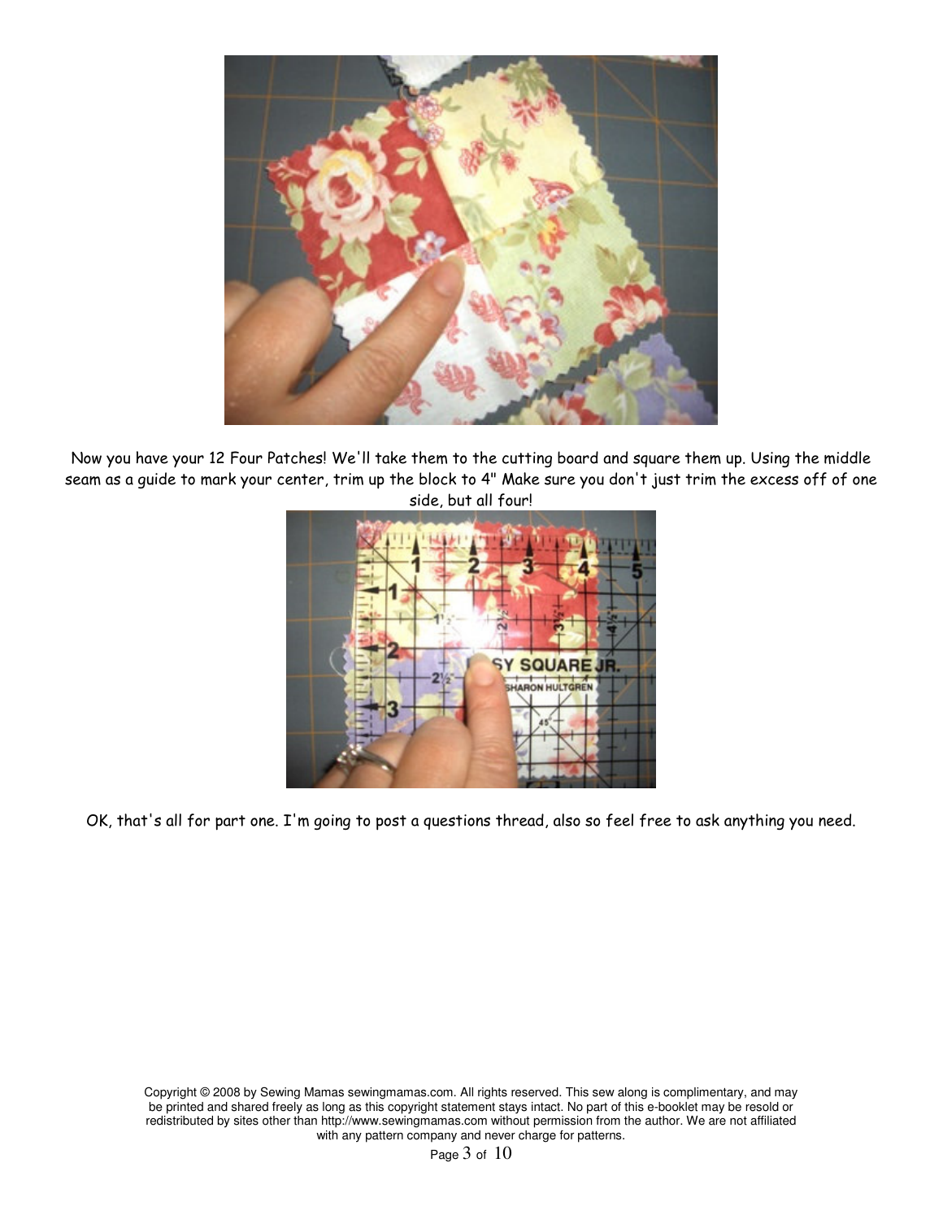Now you have your 12 Four Patches! We'll take them to the cutting board and square them up. Using the middle seam as a guide to mark your center, trim up the block to 4" Make sure you don't just trim the excess off of one side, but all four!

OK, that's all for part one. I'm going to post a questions thread, also so feel free to ask anything you need.

Copyright © 2008 by Sewing Mamas sewingmamas.com. All rights reserved. This sew along is complimentary, and may be printed and shared freely as long as this copyright statement stays intact. No part of this e-booklet may be resold or redistributed by sites other than http://www.sewingmamas.com without permission from the author. We are not affiliated with any pattern company and never charge for patterns.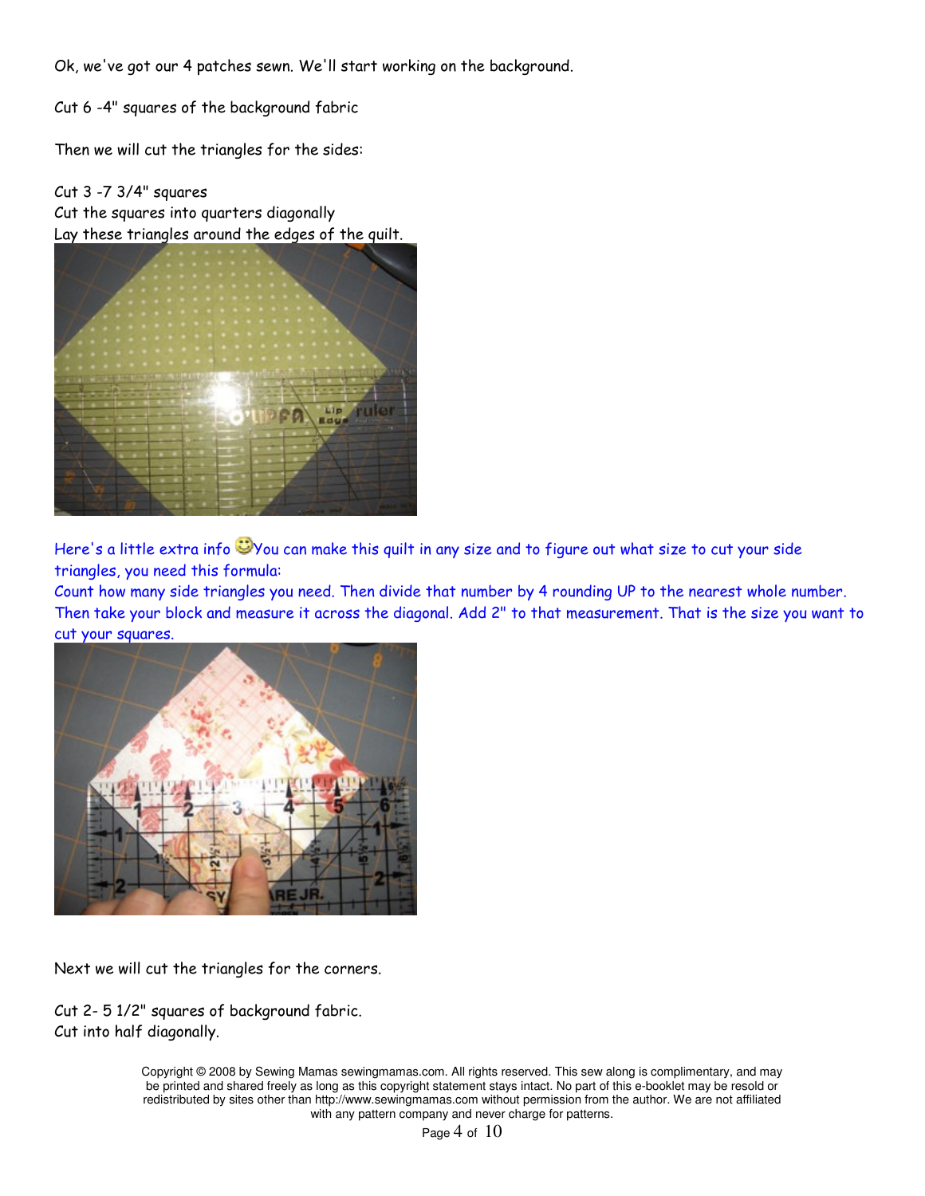Ok, we've got our 4 patches sewn. We'll start working on the background.

Cut 6 -4" squares of the background fabric

Then we will cut the triangles for the sides:

Cut 3 -7 3/4" squares
Cut the squares into quarters diagonally
Lay these triangles around the edges of the quilt.

Here's a little extra info 😊You can make this quilt in any size and to figure out what size to cut your side triangles, you need this formula:
Count how many side triangles you need. Then divide that number by 4 rounding UP to the nearest whole number. Then take your block and measure it across the diagonal. Add 2" to that measurement. That is the size you want to cut your squares.

Next we will cut the triangles for the corners.

Cut 2- 5 1/2" squares of background fabric.
Cut into half diagonally.

Copyright © 2008 by Sewing Mamas sewingmamas.com. All rights reserved. This sew along is complimentary, and may be printed and shared freely as long as this copyright statement stays intact. No part of this e-booklet may be resold or redistributed by sites other than http://www.sewingmamas.com without permission from the author. We are not affiliated with any pattern company and never charge for patterns.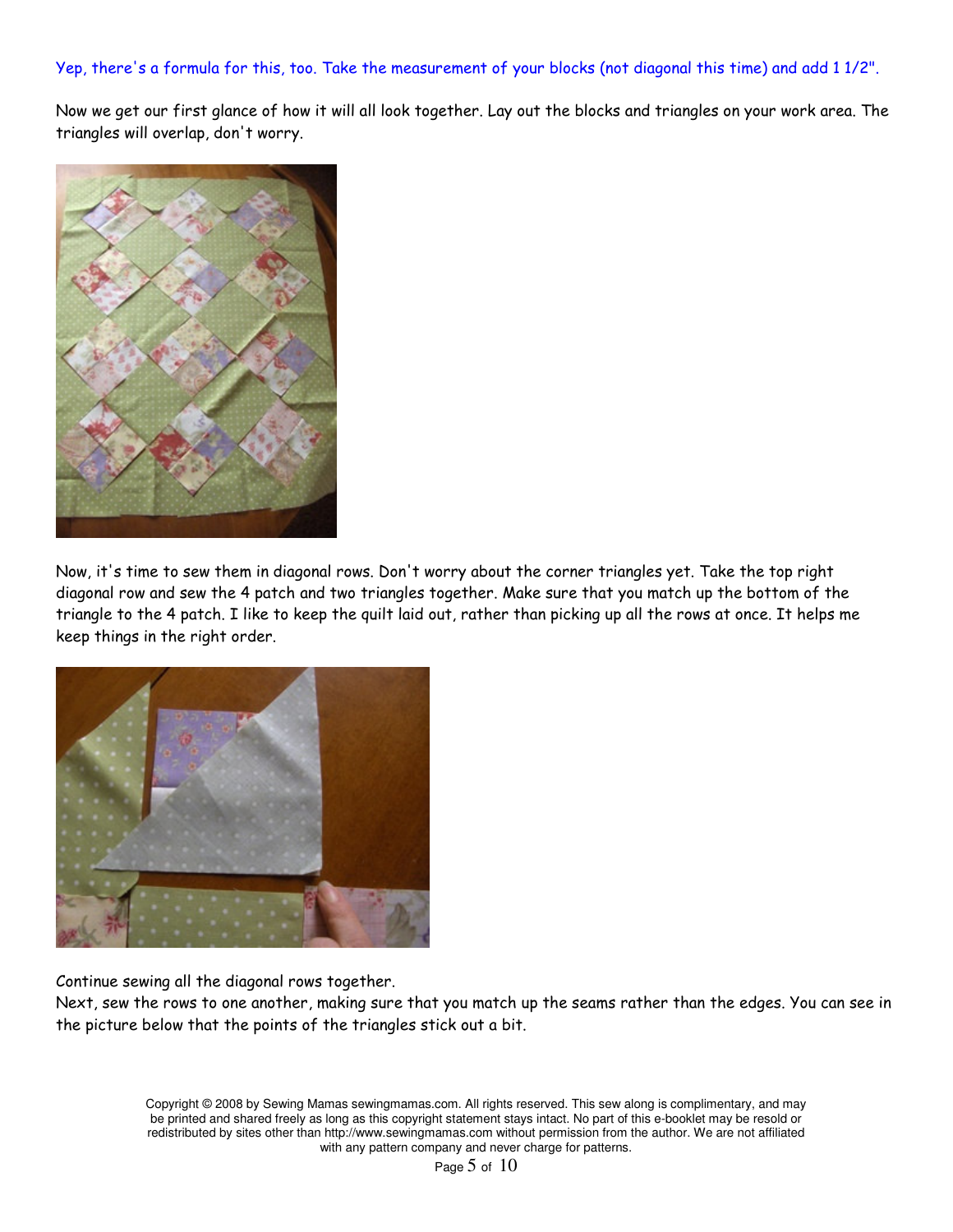Yep, there's a formula for this, too. Take the measurement of your blocks (not diagonal this time) and add 1 1/2".

Now we get our first glance of how it will all look together. Lay out the blocks and triangles on your work area. The triangles will overlap, don't worry.

Now, it's time to sew them in diagonal rows. Don't worry about the corner triangles yet. Take the top right diagonal row and sew the 4 patch and two triangles together. Make sure that you match up the bottom of the triangle to the 4 patch. I like to keep the quilt laid out, rather than picking up all the rows at once. It helps me keep things in the right order.

Continue sewing all the diagonal rows together.

Next, sew the rows to one another, making sure that you match up the seams rather than the edges. You can see in the picture below that the points of the triangles stick out a bit.

Copyright © 2008 by Sewing Mamas sewingmamas.com. All rights reserved. This sew along is complimentary, and may be printed and shared freely as long as this copyright statement stays intact. No part of this e-booklet may be resold or redistributed by sites other than http://www.sewingmamas.com without permission from the author. We are not affiliated with any pattern company and never charge for patterns.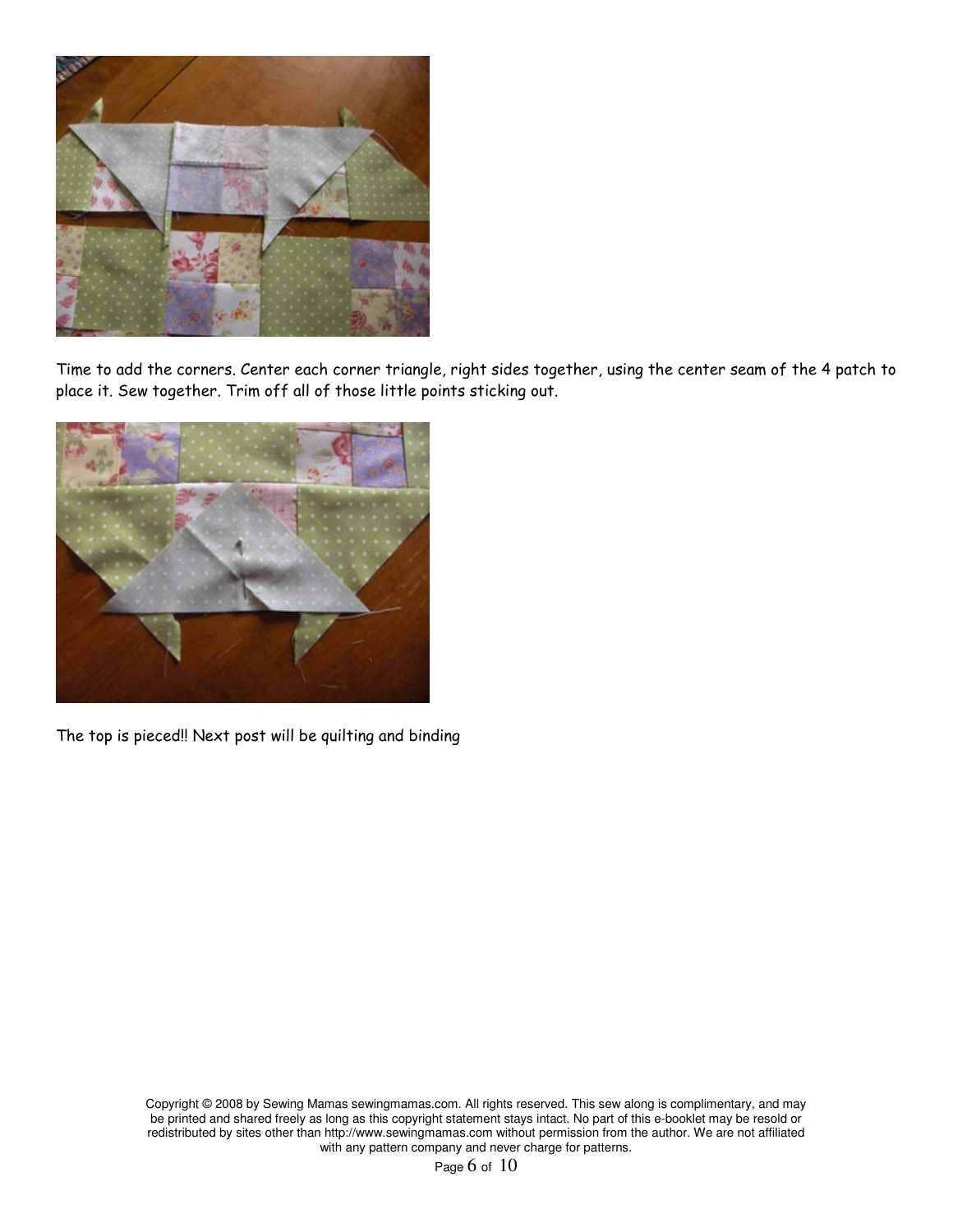Time to add the corners. Center each corner triangle, right sides together, using the center seam of the 4 patch to place it. Sew together. Trim off all of those little points sticking out.

The top is pieced!! Next post will be quilting and binding

Copyright © 2008 by Sewing Mamas sewingmamas.com. All rights reserved. This sew along is complimentary, and may be printed and shared freely as long as this copyright statement stays intact. No part of this e-booklet may be resold or redistributed by sites other than http://www.sewingmamas.com without permission from the author. We are not affiliated with any pattern company and never charge for patterns.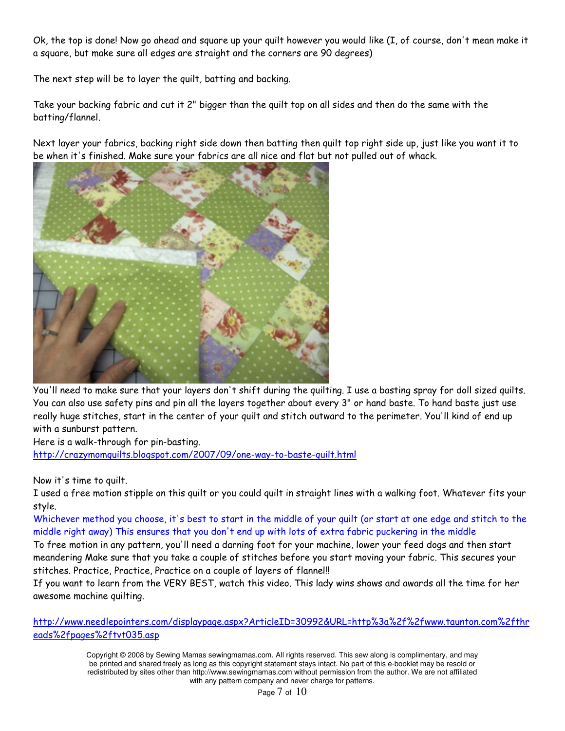Ok, the top is done! Now go ahead and square up your quilt however you would like (I, of course, don't mean make it a square, but make sure all edges are straight and the corners are 90 degrees)

The next step will be to layer the quilt, batting and backing.

Take your backing fabric and cut it 2" bigger than the quilt top on all sides and then do the same with the batting/flannel.

Next layer your fabrics, backing right side down then batting then quilt top right side up, just like you want it to be when it's finished. Make sure your fabrics are all nice and flat but not pulled out of whack.

You'll need to make sure that your layers don't shift during the quilting. I use a basting spray for doll sized quilts. You can also use safety pins and pin all the layers together about every 3" or hand baste. To hand baste just use really huge stitches, start in the center of your quilt and stitch outward to the perimeter. You'll kind of end up with a sunburst pattern.
Here is a walk-through for pin-basting.
http://crazymomquilts.blogspot.com/2007/09/one-way-to-baste-quilt.html

Now it's time to quilt.
I used a free motion stipple on this quilt or you could quilt in straight lines with a walking foot. Whatever fits your style.
Whichever method you choose, it's best to start in the middle of your quilt (or start at one edge and stitch to the middle right away) This ensures that you don't end up with lots of extra fabric puckering in the middle
To free motion in any pattern, you'll need a darning foot for your machine, lower your feed dogs and then start meandering Make sure that you take a couple of stitches before you start moving your fabric. This secures your stitches. Practice, Practice, Practice on a couple of layers of flannel!!
If you want to learn from the VERY BEST, watch this video. This lady wins shows and awards all the time for her awesome machine quilting.

http://www.needlepointers.com/displaypage.aspx?ArticleID=30992&URL=http%3a%2f%2fwww.taunton.com%2fthreads%2fpages%2ftvt035.asp

Copyright © 2008 by Sewing Mamas sewingmamas.com. All rights reserved. This sew along is complimentary, and may be printed and shared freely as long as this copyright statement stays intact. No part of this e-booklet may be resold or redistributed by sites other than http://www.sewingmamas.com without permission from the author. We are not affiliated with any pattern company and never charge for patterns.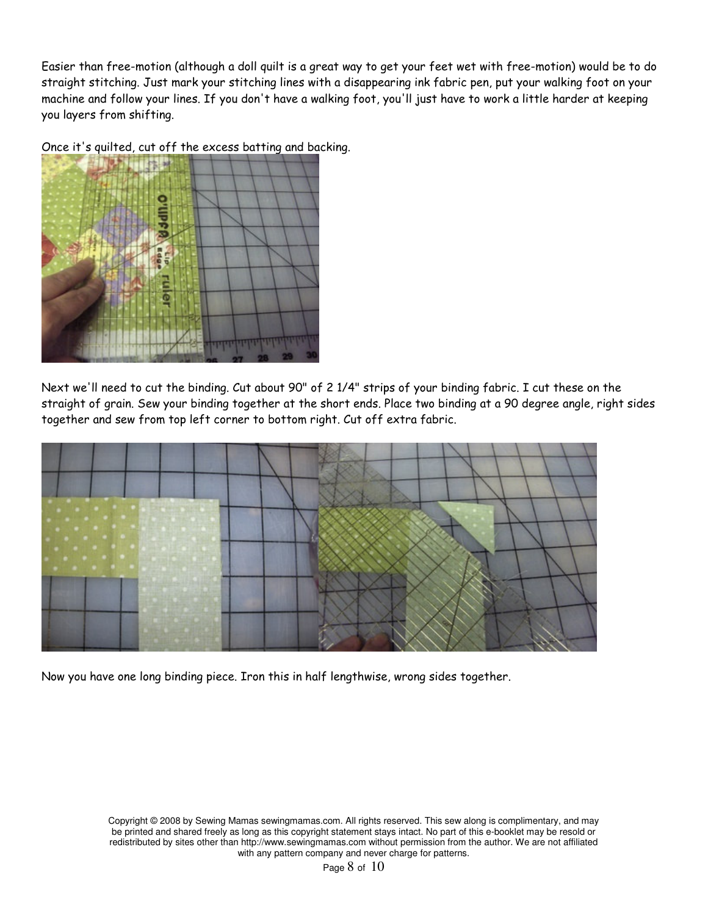Easier than free-motion (although a doll quilt is a great way to get your feet wet with free-motion) would be to do straight stitching. Just mark your stitching lines with a disappearing ink fabric pen, put your walking foot on your machine and follow your lines. If you don't have a walking foot, you'll just have to work a little harder at keeping you layers from shifting.

Once it's quilted, cut off the excess batting and backing.

Next we'll need to cut the binding. Cut about 90" of 2 1/4" strips of your binding fabric. I cut these on the straight of grain. Sew your binding together at the short ends. Place two binding at a 90 degree angle, right sides together and sew from top left corner to bottom right. Cut off extra fabric.

Now you have one long binding piece. Iron this in half lengthwise, wrong sides together.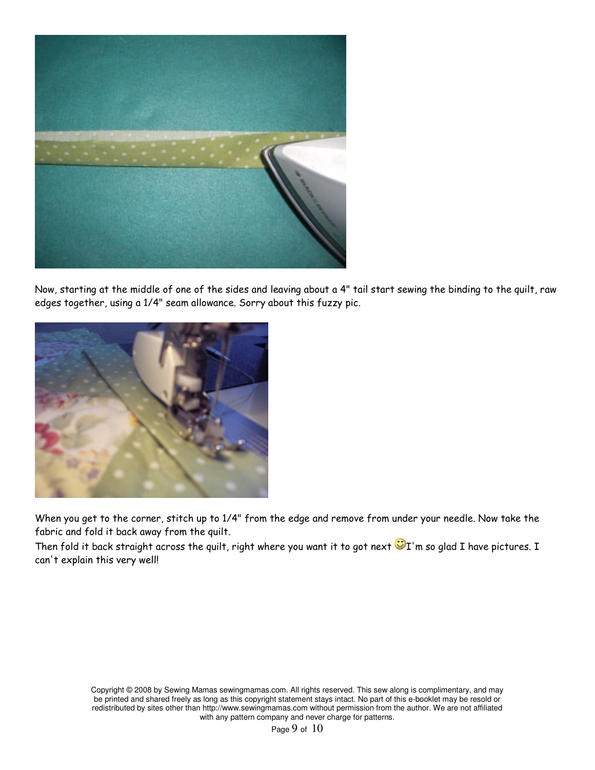Now, starting at the middle of one of the sides and leaving about a 4" tail start sewing the binding to the quilt, raw edges together, using a 1/4" seam allowance. Sorry about this fuzzy pic.

When you get to the corner, stitch up to 1/4" from the edge and remove from under your needle. Now take the fabric and fold it back away from the quilt.

Then fold it back straight across the quilt, right where you want it to got next 😊I'm so glad I have pictures. I can't explain this very well!

Copyright © 2008 by Sewing Mamas sewingmamas.com. All rights reserved. This sew along is complimentary, and may be printed and shared freely as long as this copyright statement stays intact. No part of this e-booklet may be resold or redistributed by sites other than http://www.sewingmamas.com without permission from the author. We are not affiliated with any pattern company and never charge for patterns.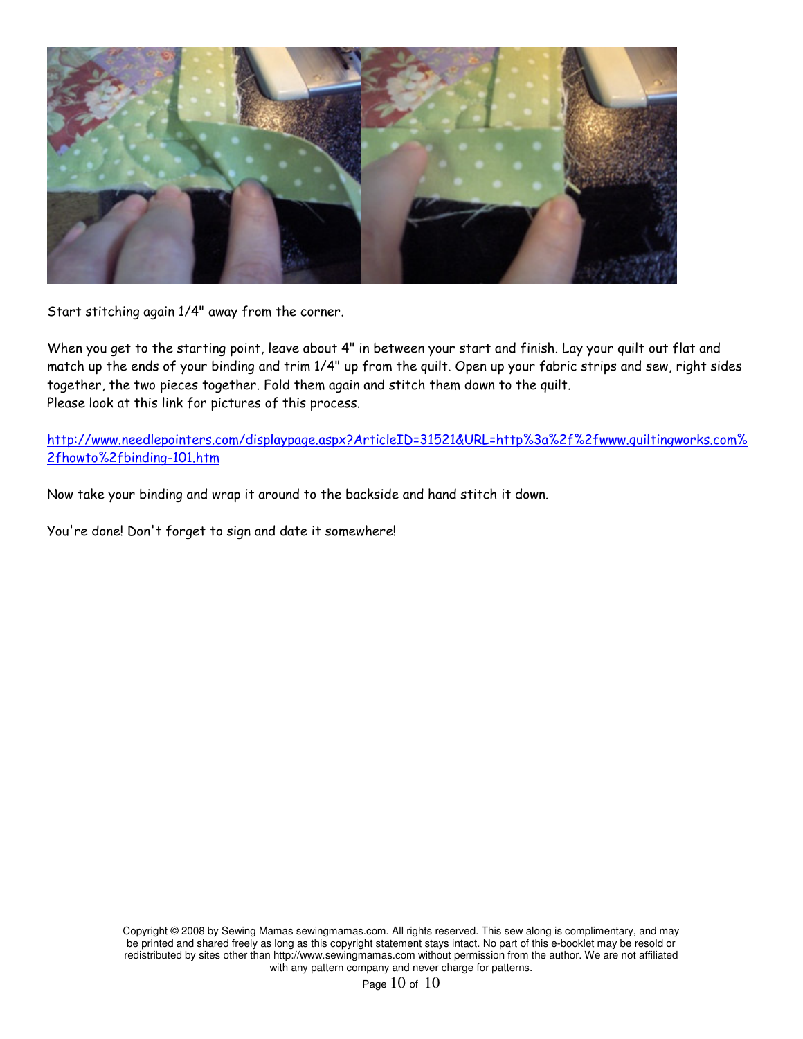Start stitching again 1/4" away from the corner.

When you get to the starting point, leave about 4" in between your start and finish. Lay your quilt out flat and match up the ends of your binding and trim 1/4" up from the quilt. Open up your fabric strips and sew, right sides together, the two pieces together. Fold them again and stitch them down to the quilt.
Please look at this link for pictures of this process.

http://www.needlepointers.com/displaypage.aspx?ArticleID=31521&URL=http%3a%2f%2fwww.quiltingworks.com%2fhowto%2fbinding-101.htm

Now take your binding and wrap it around to the backside and hand stitch it down.

You're done! Don't forget to sign and date it somewhere!

Copyright © 2008 by Sewing Mamas sewingmamas.com. All rights reserved. This sew along is complimentary, and may be printed and shared freely as long as this copyright statement stays intact. No part of this e-booklet may be resold or redistributed by sites other than http://www.sewingmamas.com without permission from the author. We are not affiliated with any pattern company and never charge for patterns.